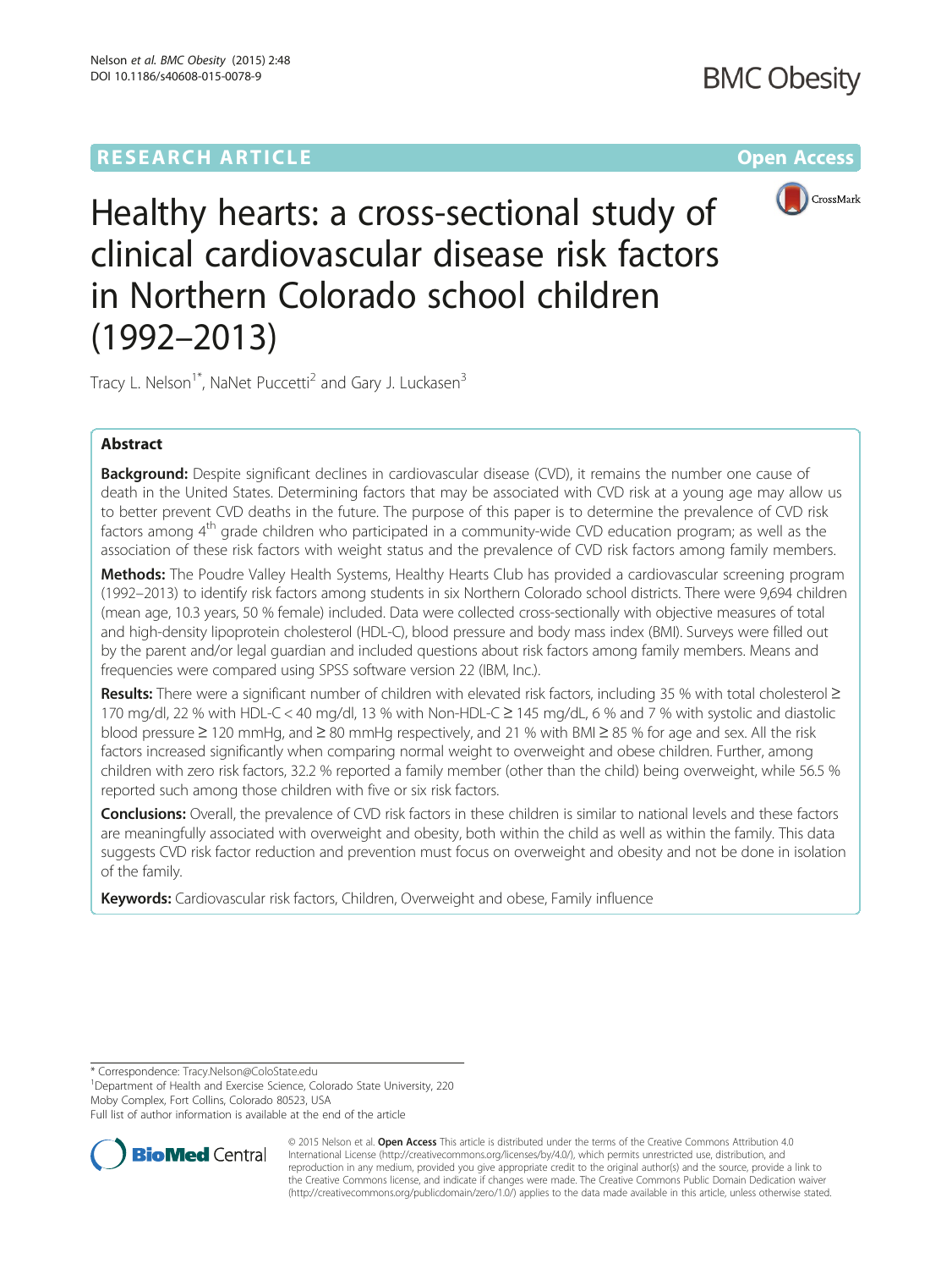RESEARCH ARTICLE

Open Access

# Healthy hearts: a cross-sectional study of clinical cardiovascular disease risk factors in Northern Colorado school children (1992–2013)

Tracy L. Nelson[1*], NaNet Puccetti[2] and Gary J. Luckasen[3]

## Abstract

**Background:** Despite significant declines in cardiovascular disease (CVD), it remains the number one cause of death in the United States. Determining factors that may be associated with CVD risk at a young age may allow us to better prevent CVD deaths in the future. The purpose of this paper is to determine the prevalence of CVD risk factors among 4th grade children who participated in a community-wide CVD education program; as well as the association of these risk factors with weight status and the prevalence of CVD risk factors among family members.

**Methods:** The Poudre Valley Health Systems, Healthy Hearts Club has provided a cardiovascular screening program (1992–2013) to identify risk factors among students in six Northern Colorado school districts. There were 9,694 children (mean age, 10.3 years, 50 % female) included. Data were collected cross-sectionally with objective measures of total and high-density lipoprotein cholesterol (HDL-C), blood pressure and body mass index (BMI). Surveys were filled out by the parent and/or legal guardian and included questions about risk factors among family members. Means and frequencies were compared using SPSS software version 22 (IBM, Inc.).

**Results:** There were a significant number of children with elevated risk factors, including 35 % with total cholesterol ≥ 170 mg/dl, 22 % with HDL-C < 40 mg/dl, 13 % with Non-HDL-C ≥ 145 mg/dL, 6 % and 7 % with systolic and diastolic blood pressure ≥ 120 mmHg, and ≥ 80 mmHg respectively, and 21 % with BMI ≥ 85 % for age and sex. All the risk factors increased significantly when comparing normal weight to overweight and obese children. Further, among children with zero risk factors, 32.2 % reported a family member (other than the child) being overweight, while 56.5 % reported such among those children with five or six risk factors.

**Conclusions:** Overall, the prevalence of CVD risk factors in these children is similar to national levels and these factors are meaningfully associated with overweight and obesity, both within the child as well as within the family. This data suggests CVD risk factor reduction and prevention must focus on overweight and obesity and not be done in isolation of the family.

**Keywords:** Cardiovascular risk factors, Children, Overweight and obese, Family influence

---

* Correspondence: Tracy.Nelson@ColoState.edu
[1]Department of Health and Exercise Science, Colorado State University, 220 Moby Complex, Fort Collins, Colorado 80523, USA
Full list of author information is available at the end of the article

© 2015 Nelson et al. **Open Access** This article is distributed under the terms of the Creative Commons Attribution 4.0 International License (http://creativecommons.org/licenses/by/4.0/), which permits unrestricted use, distribution, and reproduction in any medium, provided you give appropriate credit to the original author(s) and the source, provide a link to the Creative Commons license, and indicate if changes were made. The Creative Commons Public Domain Dedication waiver (http://creativecommons.org/publicdomain/zero/1.0/) applies to the data made available in this article, unless otherwise stated.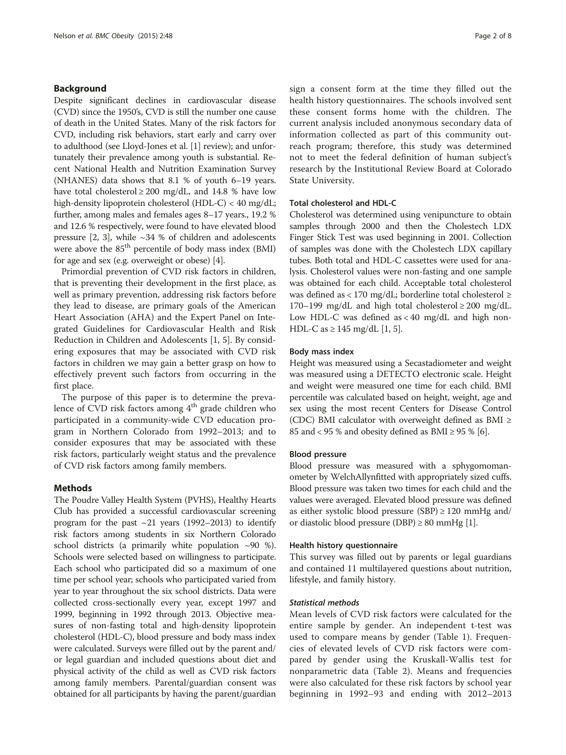## Background

Despite significant declines in cardiovascular disease (CVD) since the 1950's, CVD is still the number one cause of death in the United States. Many of the risk factors for CVD, including risk behaviors, start early and carry over to adulthood (see Lloyd-Jones et al. [1] review); and unfortunately their prevalence among youth is substantial. Recent National Health and Nutrition Examination Survey (NHANES) data shows that 8.1 % of youth 6–19 years. have total cholesterol ≥ 200 mg/dL, and 14.8 % have low high-density lipoprotein cholesterol (HDL-C) < 40 mg/dL; further, among males and females ages 8–17 years., 19.2 % and 12.6 % respectively, were found to have elevated blood pressure [2, 3], while ~34 % of children and adolescents were above the 85[th] percentile of body mass index (BMI) for age and sex (e.g. overweight or obese) [4].

Primordial prevention of CVD risk factors in children, that is preventing their development in the first place, as well as primary prevention, addressing risk factors before they lead to disease, are primary goals of the American Heart Association (AHA) and the Expert Panel on Integrated Guidelines for Cardiovascular Health and Risk Reduction in Children and Adolescents [1, 5]. By considering exposures that may be associated with CVD risk factors in children we may gain a better grasp on how to effectively prevent such factors from occurring in the first place.

The purpose of this paper is to determine the prevalence of CVD risk factors among 4[th] grade children who participated in a community-wide CVD education program in Northern Colorado from 1992–2013; and to consider exposures that may be associated with these risk factors, particularly weight status and the prevalence of CVD risk factors among family members.

## Methods

The Poudre Valley Health System (PVHS), Healthy Hearts Club has provided a successful cardiovascular screening program for the past ~21 years (1992–2013) to identify risk factors among students in six Northern Colorado school districts (a primarily white population ~90 %). Schools were selected based on willingness to participate. Each school who participated did so a maximum of one time per school year; schools who participated varied from year to year throughout the six school districts. Data were collected cross-sectionally every year, except 1997 and 1999, beginning in 1992 through 2013. Objective measures of non-fasting total and high-density lipoprotein cholesterol (HDL-C), blood pressure and body mass index were calculated. Surveys were filled out by the parent and/or legal guardian and included questions about diet and physical activity of the child as well as CVD risk factors among family members. Parental/guardian consent was obtained for all participants by having the parent/guardian sign a consent form at the time they filled out the health history questionnaires. The schools involved sent these consent forms home with the children. The current analysis included anonymous secondary data of information collected as part of this community outreach program; therefore, this study was determined not to meet the federal definition of human subject's research by the Institutional Review Board at Colorado State University.

### Total cholesterol and HDL-C

Cholesterol was determined using venipuncture to obtain samples through 2000 and then the Cholestech LDX Finger Stick Test was used beginning in 2001. Collection of samples was done with the Cholestech LDX capillary tubes. Both total and HDL-C cassettes were used for analysis. Cholesterol values were non-fasting and one sample was obtained for each child. Acceptable total cholesterol was defined as < 170 mg/dL; borderline total cholesterol ≥ 170–199 mg/dL and high total cholesterol ≥ 200 mg/dL. Low HDL-C was defined as < 40 mg/dL and high non-HDL-C as ≥ 145 mg/dL [1, 5].

### Body mass index

Height was measured using a Secastadiometer and weight was measured using a DETECTO electronic scale. Height and weight were measured one time for each child. BMI percentile was calculated based on height, weight, age and sex using the most recent Centers for Disease Control (CDC) BMI calculator with overweight defined as BMI ≥ 85 and < 95 % and obesity defined as BMI ≥ 95 % [6].

### Blood pressure

Blood pressure was measured with a sphygomomanometer by WelchAllynfitted with appropriately sized cuffs. Blood pressure was taken two times for each child and the values were averaged. Elevated blood pressure was defined as either systolic blood pressure (SBP) ≥ 120 mmHg and/or diastolic blood pressure (DBP) ≥ 80 mmHg [1].

### Health history questionnaire

This survey was filled out by parents or legal guardians and contained 11 multilayered questions about nutrition, lifestyle, and family history.

#### *Statistical methods*

Mean levels of CVD risk factors were calculated for the entire sample by gender. An independent t-test was used to compare means by gender (Table 1). Frequencies of elevated levels of CVD risk factors were compared by gender using the Kruskall-Wallis test for nonparametric data (Table 2). Means and frequencies were also calculated for these risk factors by school year beginning in 1992–93 and ending with 2012–2013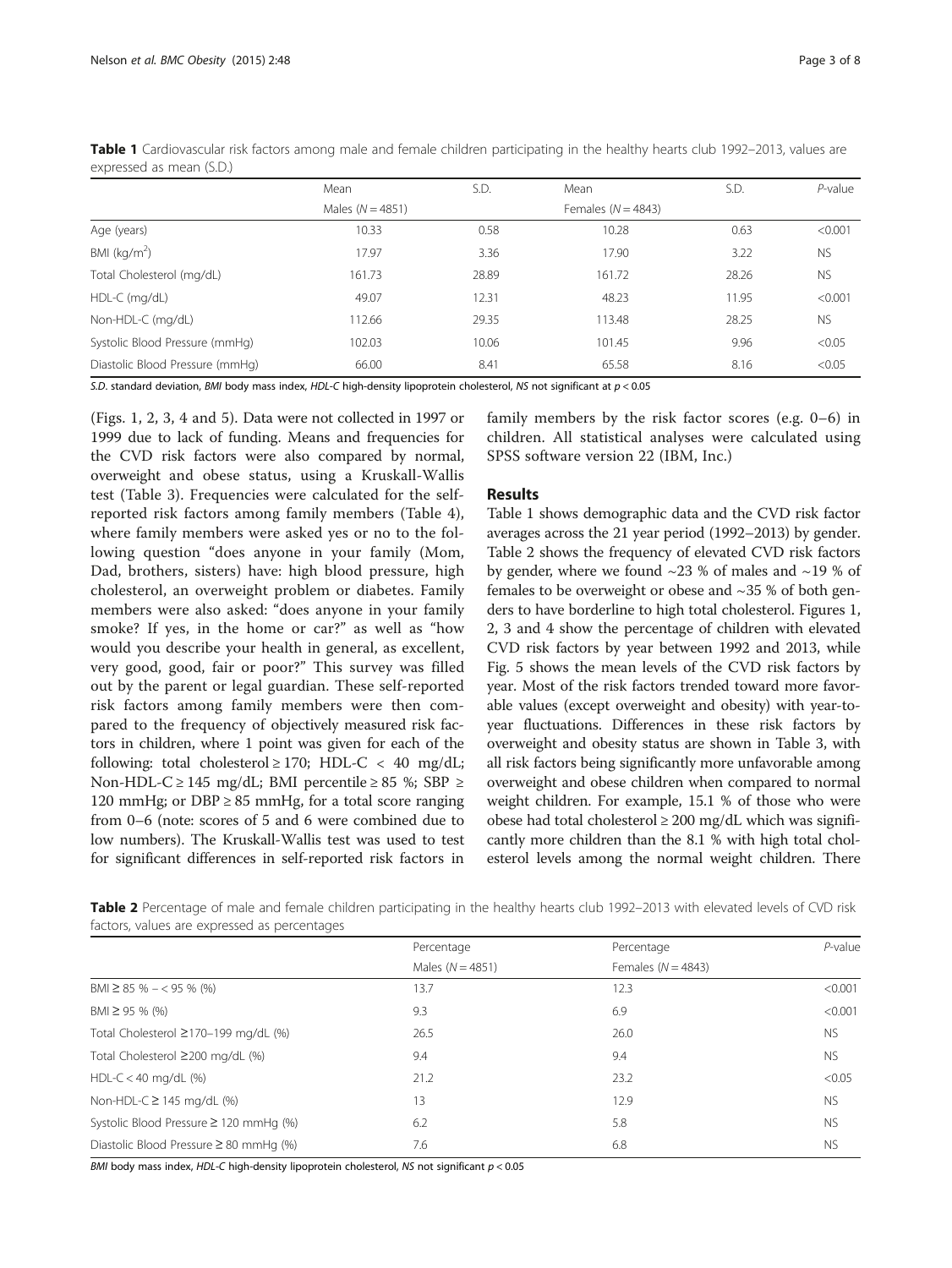**Table 1** Cardiovascular risk factors among male and female children participating in the healthy hearts club 1992–2013, values are expressed as mean (S.D.)

| | Mean | S.D. | Mean | S.D. | *P*-value |
|---|---|---|---|---|---|
| | Males (*N* = 4851) | | Females (*N* = 4843) | | |
| Age (years) | 10.33 | 0.58 | 10.28 | 0.63 | <0.001 |
| BMI ($kg/m^2$) | 17.97 | 3.36 | 17.90 | 3.22 | NS |
| Total Cholesterol (mg/dL) | 161.73 | 28.89 | 161.72 | 28.26 | NS |
| HDL-C (mg/dL) | 49.07 | 12.31 | 48.23 | 11.95 | <0.001 |
| Non-HDL-C (mg/dL) | 112.66 | 29.35 | 113.48 | 28.25 | NS |
| Systolic Blood Pressure (mmHg) | 102.03 | 10.06 | 101.45 | 9.96 | <0.05 |
| Diastolic Blood Pressure (mmHg) | 66.00 | 8.41 | 65.58 | 8.16 | <0.05 |

*S.D.* standard deviation, *BMI* body mass index, *HDL-C* high-density lipoprotein cholesterol, *NS* not significant at $p < 0.05$

(Figs. 1, 2, 3, 4 and 5). Data were not collected in 1997 or 1999 due to lack of funding. Means and frequencies for the CVD risk factors were also compared by normal, overweight and obese status, using a Kruskall-Wallis test (Table 3). Frequencies were calculated for the self-reported risk factors among family members (Table 4), where family members were asked yes or no to the following question "does anyone in your family (Mom, Dad, brothers, sisters) have: high blood pressure, high cholesterol, an overweight problem or diabetes. Family members were also asked: "does anyone in your family smoke? If yes, in the home or car?" as well as "how would you describe your health in general, as excellent, very good, good, fair or poor?" This survey was filled out by the parent or legal guardian. These self-reported risk factors among family members were then compared to the frequency of objectively measured risk factors in children, where 1 point was given for each of the following: total cholesterol ≥ 170; HDL-C < 40 mg/dL; Non-HDL-C ≥ 145 mg/dL; BMI percentile ≥ 85 %; SBP ≥ 120 mmHg; or DBP ≥ 85 mmHg, for a total score ranging from 0–6 (note: scores of 5 and 6 were combined due to low numbers). The Kruskall-Wallis test was used to test for significant differences in self-reported risk factors in family members by the risk factor scores (e.g. 0–6) in children. All statistical analyses were calculated using SPSS software version 22 (IBM, Inc.)

## Results

Table 1 shows demographic data and the CVD risk factor averages across the 21 year period (1992–2013) by gender. Table 2 shows the frequency of elevated CVD risk factors by gender, where we found ~23 % of males and ~19 % of females to be overweight or obese and ~35 % of both genders to have borderline to high total cholesterol. Figures 1, 2, 3 and 4 show the percentage of children with elevated CVD risk factors by year between 1992 and 2013, while Fig. 5 shows the mean levels of the CVD risk factors by year. Most of the risk factors trended toward more favorable values (except overweight and obesity) with year-to-year fluctuations. Differences in these risk factors by overweight and obesity status are shown in Table 3, with all risk factors being significantly more unfavorable among overweight and obese children when compared to normal weight children. For example, 15.1 % of those who were obese had total cholesterol ≥ 200 mg/dL which was significantly more children than the 8.1 % with high total cholesterol levels among the normal weight children. There

**Table 2** Percentage of male and female children participating in the healthy hearts club 1992–2013 with elevated levels of CVD risk factors, values are expressed as percentages

| | Percentage | Percentage | *P*-value |
|---|---|---|---|
| | Males (*N* = 4851) | Females (*N* = 4843) | |
| BMI ≥ 85 % – < 95 % (%) | 13.7 | 12.3 | <0.001 |
| BMI ≥ 95 % (%) | 9.3 | 6.9 | <0.001 |
| Total Cholesterol ≥170–199 mg/dL (%) | 26.5 | 26.0 | NS |
| Total Cholesterol ≥200 mg/dL (%) | 9.4 | 9.4 | NS |
| HDL-C < 40 mg/dL (%) | 21.2 | 23.2 | <0.05 |
| Non-HDL-C ≥ 145 mg/dL (%) | 13 | 12.9 | NS |
| Systolic Blood Pressure ≥ 120 mmHg (%) | 6.2 | 5.8 | NS |
| Diastolic Blood Pressure ≥ 80 mmHg (%) | 7.6 | 6.8 | NS |

*BMI* body mass index, *HDL-C* high-density lipoprotein cholesterol, *NS* not significant $p < 0.05$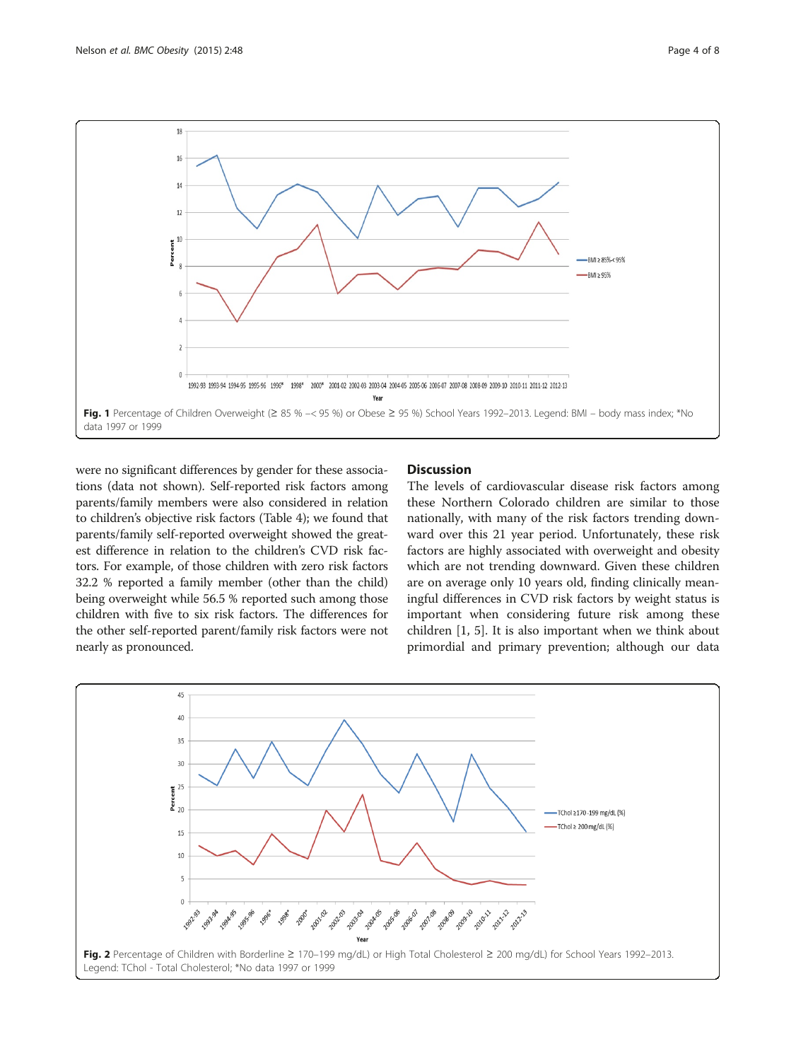Fig. 1 Percentage of Children Overweight (≥ 85 % –< 95 %) or Obese ≥ 95 %) School Years 1992–2013. Legend: BMI – body mass index; *No data 1997 or 1999

were no significant differences by gender for these associations (data not shown). Self-reported risk factors among parents/family members were also considered in relation to children's objective risk factors (Table 4); we found that parents/family self-reported overweight showed the greatest difference in relation to the children's CVD risk factors. For example, of those children with zero risk factors 32.2 % reported a family member (other than the child) being overweight while 56.5 % reported such among those children with five to six risk factors. The differences for the other self-reported parent/family risk factors were not nearly as pronounced.

## Discussion

The levels of cardiovascular disease risk factors among these Northern Colorado children are similar to those nationally, with many of the risk factors trending downward over this 21 year period. Unfortunately, these risk factors are highly associated with overweight and obesity which are not trending downward. Given these children are on average only 10 years old, finding clinically meaningful differences in CVD risk factors by weight status is important when considering future risk among these children [1, 5]. It is also important when we think about primordial and primary prevention; although our data

Fig. 2 Percentage of Children with Borderline ≥ 170–199 mg/dL) or High Total Cholesterol ≥ 200 mg/dL) for School Years 1992–2013. Legend: TChol - Total Cholesterol; *No data 1997 or 1999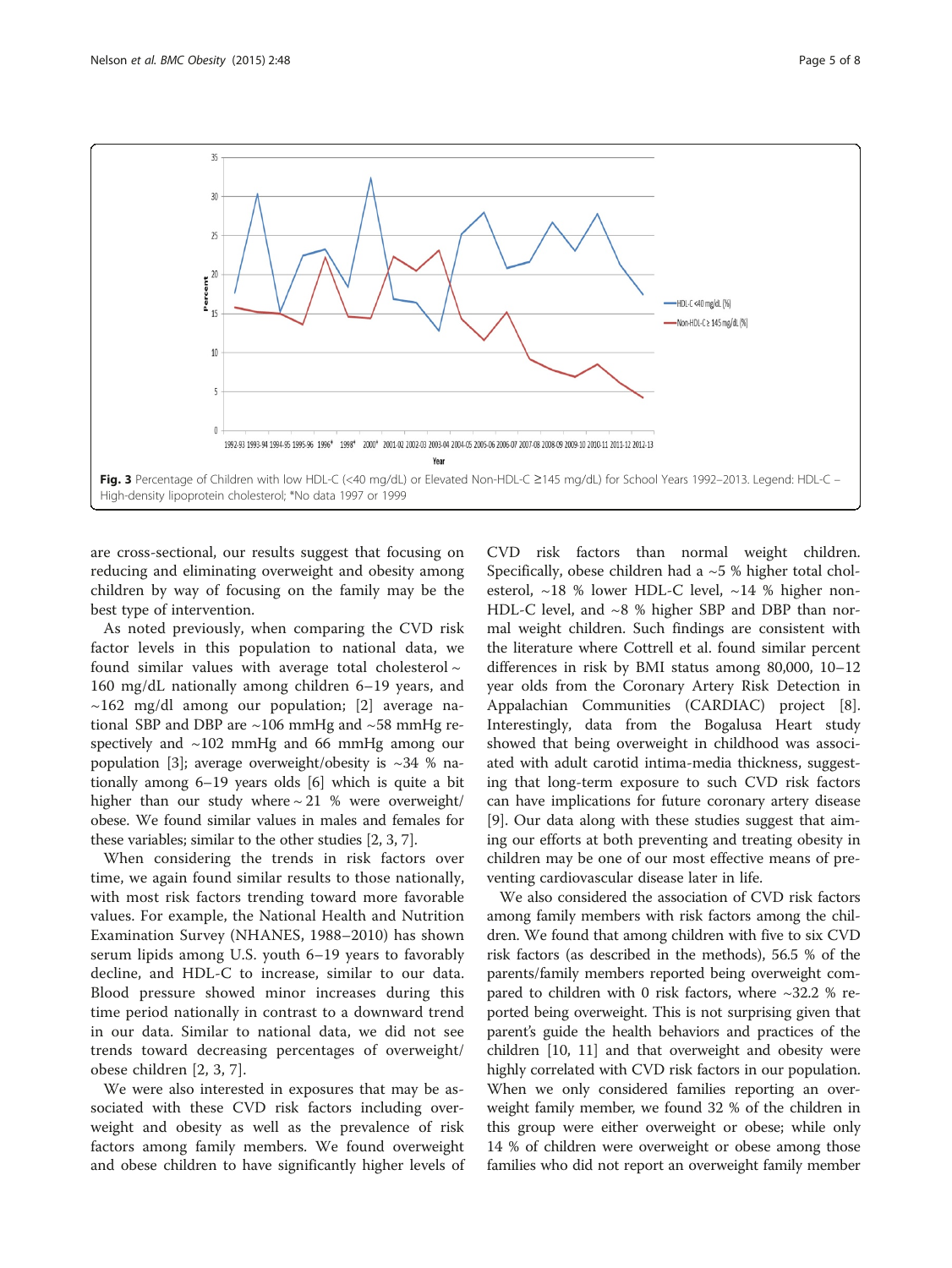Fig. 3 Percentage of Children with low HDL-C (<40 mg/dL) or Elevated Non-HDL-C ≥145 mg/dL) for School Years 1992–2013. Legend: HDL-C – High-density lipoprotein cholesterol; *No data 1997 or 1999

are cross-sectional, our results suggest that focusing on reducing and eliminating overweight and obesity among children by way of focusing on the family may be the best type of intervention.

As noted previously, when comparing the CVD risk factor levels in this population to national data, we found similar values with average total cholesterol ~ 160 mg/dL nationally among children 6–19 years, and ~162 mg/dl among our population; [2] average national SBP and DBP are ~106 mmHg and ~58 mmHg respectively and ~102 mmHg and 66 mmHg among our population [3]; average overweight/obesity is ~34 % nationally among 6–19 years olds [6] which is quite a bit higher than our study where ~ 21 % were overweight/obese. We found similar values in males and females for these variables; similar to the other studies [2, 3, 7].

When considering the trends in risk factors over time, we again found similar results to those nationally, with most risk factors trending toward more favorable values. For example, the National Health and Nutrition Examination Survey (NHANES, 1988–2010) has shown serum lipids among U.S. youth 6–19 years to favorably decline, and HDL-C to increase, similar to our data. Blood pressure showed minor increases during this time period nationally in contrast to a downward trend in our data. Similar to national data, we did not see trends toward decreasing percentages of overweight/obese children [2, 3, 7].

We were also interested in exposures that may be associated with these CVD risk factors including overweight and obesity as well as the prevalence of risk factors among family members. We found overweight and obese children to have significantly higher levels of CVD risk factors than normal weight children. Specifically, obese children had a ~5 % higher total cholesterol, ~18 % lower HDL-C level, ~14 % higher non-HDL-C level, and ~8 % higher SBP and DBP than normal weight children. Such findings are consistent with the literature where Cottrell et al. found similar percent differences in risk by BMI status among 80,000, 10–12 year olds from the Coronary Artery Risk Detection in Appalachian Communities (CARDIAC) project [8]. Interestingly, data from the Bogalusa Heart study showed that being overweight in childhood was associated with adult carotid intima-media thickness, suggesting that long-term exposure to such CVD risk factors can have implications for future coronary artery disease [9]. Our data along with these studies suggest that aiming our efforts at both preventing and treating obesity in children may be one of our most effective means of preventing cardiovascular disease later in life.

We also considered the association of CVD risk factors among family members with risk factors among the children. We found that among children with five to six CVD risk factors (as described in the methods), 56.5 % of the parents/family members reported being overweight compared to children with 0 risk factors, where ~32.2 % reported being overweight. This is not surprising given that parent's guide the health behaviors and practices of the children [10, 11] and that overweight and obesity were highly correlated with CVD risk factors in our population. When we only considered families reporting an overweight family member, we found 32 % of the children in this group were either overweight or obese; while only 14 % of children were overweight or obese among those families who did not report an overweight family member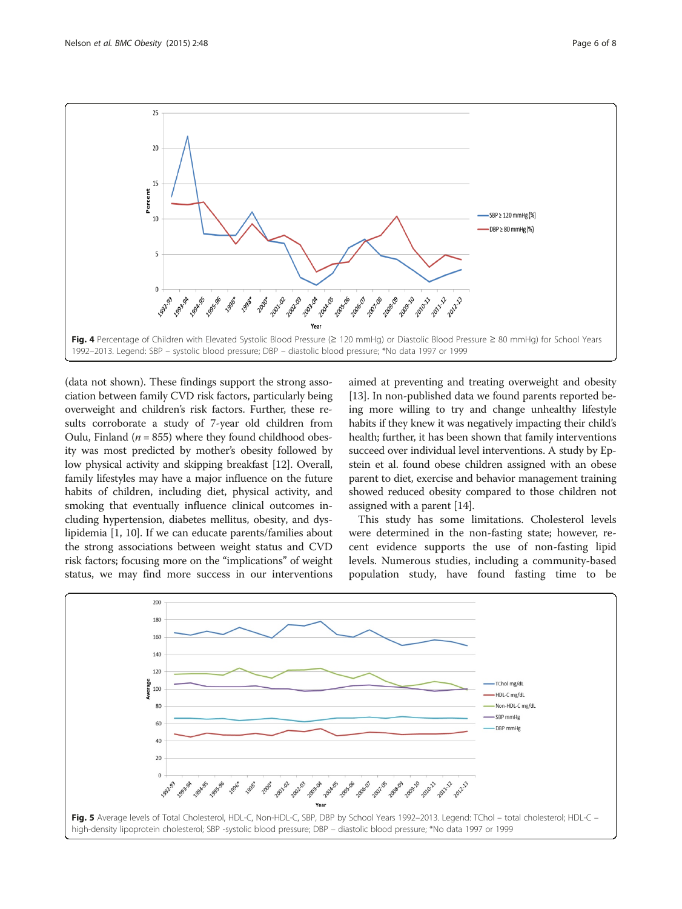Fig. 4 Percentage of Children with Elevated Systolic Blood Pressure (≥ 120 mmHg) or Diastolic Blood Pressure ≥ 80 mmHg) for School Years 1992–2013. Legend: SBP – systolic blood pressure; DBP – diastolic blood pressure; *No data 1997 or 1999

(data not shown). These findings support the strong association between family CVD risk factors, particularly being overweight and children's risk factors. Further, these results corroborate a study of 7-year old children from Oulu, Finland (*n* = 855) where they found childhood obesity was most predicted by mother's obesity followed by low physical activity and skipping breakfast [12]. Overall, family lifestyles may have a major influence on the future habits of children, including diet, physical activity, and smoking that eventually influence clinical outcomes including hypertension, diabetes mellitus, obesity, and dyslipidemia [1, 10]. If we can educate parents/families about the strong associations between weight status and CVD risk factors; focusing more on the "implications" of weight status, we may find more success in our interventions aimed at preventing and treating overweight and obesity [13]. In non-published data we found parents reported being more willing to try and change unhealthy lifestyle habits if they knew it was negatively impacting their child's health; further, it has been shown that family interventions succeed over individual level interventions. A study by Epstein et al. found obese children assigned with an obese parent to diet, exercise and behavior management training showed reduced obesity compared to those children not assigned with a parent [14].

This study has some limitations. Cholesterol levels were determined in the non-fasting state; however, recent evidence supports the use of non-fasting lipid levels. Numerous studies, including a community-based population study, have found fasting time to be

Fig. 5 Average levels of Total Cholesterol, HDL-C, Non-HDL-C, SBP, DBP by School Years 1992–2013. Legend: TChol – total cholesterol; HDL-C – high-density lipoprotein cholesterol; SBP -systolic blood pressure; DBP – diastolic blood pressure; *No data 1997 or 1999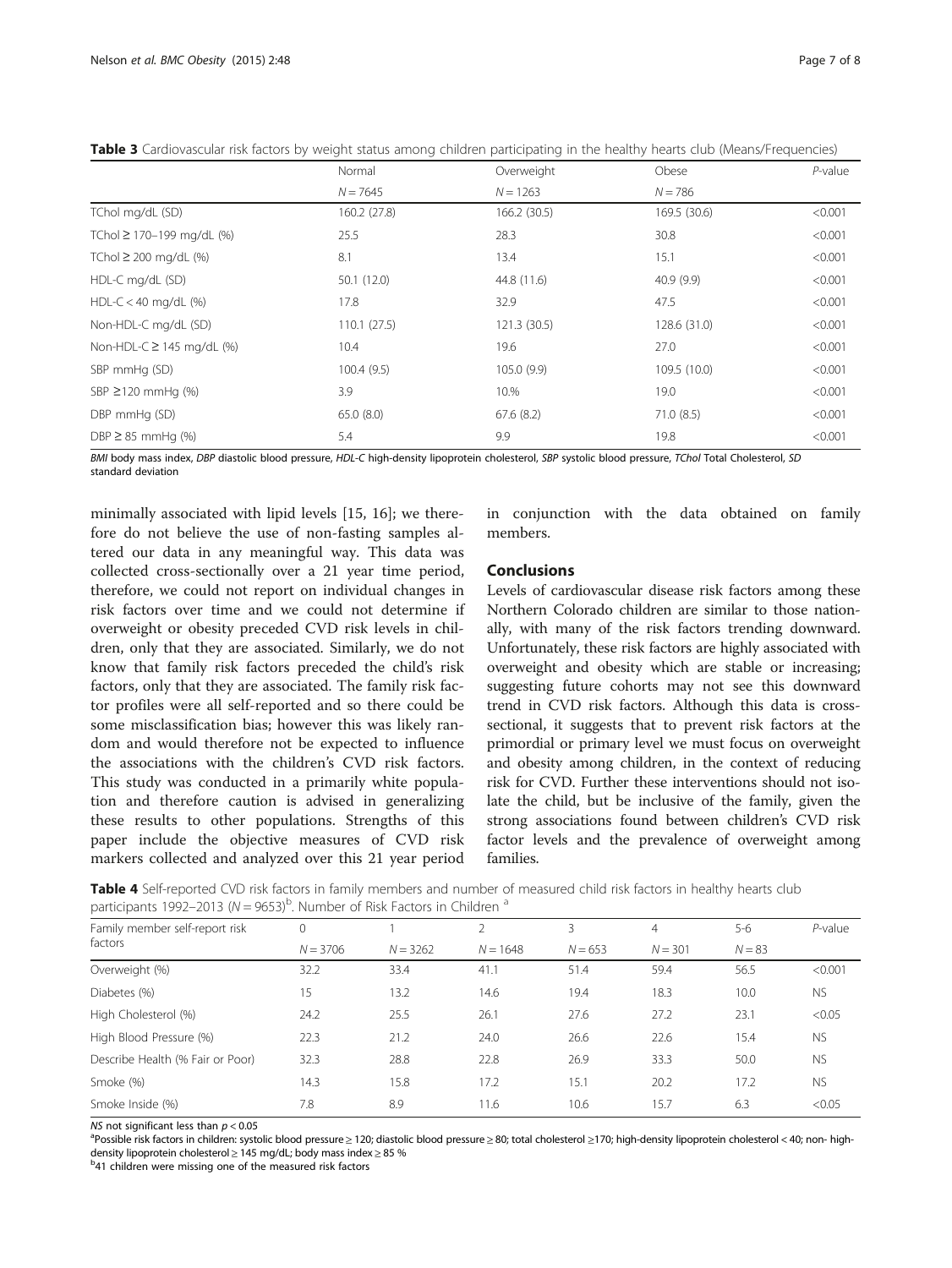**Table 3** Cardiovascular risk factors by weight status among children participating in the healthy hearts club (Means/Frequencies)

| | Normal | Overweight | Obese | *P*-value |
|---|---|---|---|---|
| | N = 7645 | N = 1263 | N = 786 | |
| TChol mg/dL (SD) | 160.2 (27.8) | 166.2 (30.5) | 169.5 (30.6) | <0.001 |
| TChol ≥ 170–199 mg/dL (%) | 25.5 | 28.3 | 30.8 | <0.001 |
| TChol ≥ 200 mg/dL (%) | 8.1 | 13.4 | 15.1 | <0.001 |
| HDL-C mg/dL (SD) | 50.1 (12.0) | 44.8 (11.6) | 40.9 (9.9) | <0.001 |
| HDL-C < 40 mg/dL (%) | 17.8 | 32.9 | 47.5 | <0.001 |
| Non-HDL-C mg/dL (SD) | 110.1 (27.5) | 121.3 (30.5) | 128.6 (31.0) | <0.001 |
| Non-HDL-C ≥ 145 mg/dL (%) | 10.4 | 19.6 | 27.0 | <0.001 |
| SBP mmHg (SD) | 100.4 (9.5) | 105.0 (9.9) | 109.5 (10.0) | <0.001 |
| SBP ≥120 mmHg (%) | 3.9 | 10.% | 19.0 | <0.001 |
| DBP mmHg (SD) | 65.0 (8.0) | 67.6 (8.2) | 71.0 (8.5) | <0.001 |
| DBP ≥ 85 mmHg (%) | 5.4 | 9.9 | 19.8 | <0.001 |

*BMI* body mass index, *DBP* diastolic blood pressure, *HDL-C* high-density lipoprotein cholesterol, *SBP* systolic blood pressure, *TChol* Total Cholesterol, *SD* standard deviation

minimally associated with lipid levels [15, 16]; we therefore do not believe the use of non-fasting samples altered our data in any meaningful way. This data was collected cross-sectionally over a 21 year time period, therefore, we could not report on individual changes in risk factors over time and we could not determine if overweight or obesity preceded CVD risk levels in children, only that they are associated. Similarly, we do not know that family risk factors preceded the child's risk factors, only that they are associated. The family risk factor profiles were all self-reported and so there could be some misclassification bias; however this was likely random and would therefore not be expected to influence the associations with the children's CVD risk factors. This study was conducted in a primarily white population and therefore caution is advised in generalizing these results to other populations. Strengths of this paper include the objective measures of CVD risk markers collected and analyzed over this 21 year period in conjunction with the data obtained on family members.

## Conclusions

Levels of cardiovascular disease risk factors among these Northern Colorado children are similar to those nationally, with many of the risk factors trending downward. Unfortunately, these risk factors are highly associated with overweight and obesity which are stable or increasing; suggesting future cohorts may not see this downward trend in CVD risk factors. Although this data is cross-sectional, it suggests that to prevent risk factors at the primordial or primary level we must focus on overweight and obesity among children, in the context of reducing risk for CVD. Further these interventions should not isolate the child, but be inclusive of the family, given the strong associations found between children's CVD risk factor levels and the prevalence of overweight among families.

**Table 4** Self-reported CVD risk factors in family members and number of measured child risk factors in healthy hearts club participants 1992–2013 (N = 9653)[b]. Number of Risk Factors in Children [a]

| Family member self-report risk factors | 0 | 1 | 2 | 3 | 4 | 5-6 | *P*-value |
|---|---|---|---|---|---|---|---|
| | N = 3706 | N = 3262 | N = 1648 | N = 653 | N = 301 | N = 83 | |
| Overweight (%) | 32.2 | 33.4 | 41.1 | 51.4 | 59.4 | 56.5 | <0.001 |
| Diabetes (%) | 15 | 13.2 | 14.6 | 19.4 | 18.3 | 10.0 | NS |
| High Cholesterol (%) | 24.2 | 25.5 | 26.1 | 27.6 | 27.2 | 23.1 | <0.05 |
| High Blood Pressure (%) | 22.3 | 21.2 | 24.0 | 26.6 | 22.6 | 15.4 | NS |
| Describe Health (% Fair or Poor) | 32.3 | 28.8 | 22.8 | 26.9 | 33.3 | 50.0 | NS |
| Smoke (%) | 14.3 | 15.8 | 17.2 | 15.1 | 20.2 | 17.2 | NS |
| Smoke Inside (%) | 7.8 | 8.9 | 11.6 | 10.6 | 15.7 | 6.3 | <0.05 |

*NS* not significant less than $p < 0.05$

[a]Possible risk factors in children: systolic blood pressure ≥ 120; diastolic blood pressure ≥ 80; total cholesterol ≥170; high-density lipoprotein cholesterol < 40; non- high-density lipoprotein cholesterol ≥ 145 mg/dL; body mass index ≥ 85 %

[b]41 children were missing one of the measured risk factors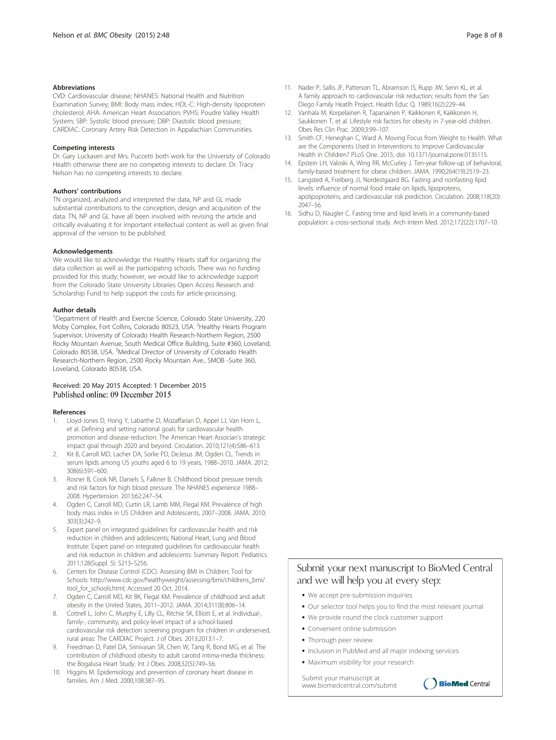### Abbreviations

CVD: Cardiovascular disease; NHANES: National Health and Nutrition Examination Survey; BMI: Body mass index; HDL-C: High-density lipoprotein cholesterol; AHA: American Heart Association; PVHS: Poudre Valley Health System; SBP: Systolic blood pressure; DBP: Diastolic blood pressure; CARDIAC: Coronary Artery Risk Detection in Appalachian Communities.

### Competing interests

Dr. Gary Luckasen and Mrs. Puccetti both work for the University of Colorado Health otherwise there are no competing interests to declare. Dr. Tracy Nelson has no competing interests to declare.

### Authors' contributions

TN organized, analyzed and interpreted the data, NP and GL made substantial contributions to the conception, design and acquisition of the data. TN, NP and GL have all been involved with revising the article and critically evaluating it for important intellectual content as well as given final approval of the version to be published.

### Acknowledgements

We would like to acknowledge the Healthy Hearts staff for organizing the data collection as well as the participating schools. There was no funding provided for this study; however, we would like to acknowledge support from the Colorado State University Libraries Open Access Research and Scholarship Fund to help support the costs for article-processing.

### Author details

[1]Department of Health and Exercise Science, Colorado State University, 220 Moby Complex, Fort Collins, Colorado 80523, USA. [2]Healthy Hearts Program Supervisor, University of Colorado Health Research-Northern Region, 2500 Rocky Mountain Avenue, South Medical Office Building, Suite #360, Loveland, Colorado 80538, USA. [3]Medical Director of University of Colorado Health Research-Northern Region, 2500 Rocky Mountain Ave., SMOB -Suite 360, Loveland, Colorado 80538, USA.

Received: 20 May 2015 Accepted: 1 December 2015
Published online: 09 December 2015

### References

1. Lloyd-Jones D, Hong Y, Labarthe D, Mozaffarian D, Appel LJ, Van Horn L, et al. Defining and setting national goals for cardiovascular health promotion and disease reduction: The American Heart Associan's strategic impact goal through 2020 and beyond. Circulation. 2010;121(4):586–613.
2. Kit B, Carroll MD, Lacher DA, Sorlie PD, DeJesus JM, Ogden CL. Trends in serum lipids among US youths aged 6 to 19 years, 1988–2010. JAMA. 2012; 308(6):591–600.
3. Rosner B, Cook NR, Daniels S, Falkner B. Childhood blood pressure trends and risk factors for high blood pressure. The NHANES experience 1988–2008. Hypertension. 2013;62:247–54.
4. Ogden C, Carroll MD, Curtin LR, Lamb MM, Flegal KM. Prevalence of high body mass index in US Children and Adolescents, 2007–2008. JAMA. 2010; 303(3):242–9.
5. Expert panel on integrated guidelines for cardiovascular health and risk reduction in children and adolescents; National Heart, Lung and Blood Institute: Expert panel on integrated guidelines for cardiovascular health and risk reduction in children and adolescents: Summary Report. Pediatrics. 2011;128(Suppl. 5): S213–S256.
6. Centers for Disease Control (CDC). Assessing BMI in Children; Tool for Schools: http://www.cdc.gov/healthyweight/assessing/bmi/childrens_bmi/tool_for_schools.html; Accessed 20 Oct. 2014.
7. Ogden C, Carroll MD, Kit BK, Flegal KM. Prevalence of childhood and adult obesity in the United States, 2011–2012. JAMA. 2014;311(8):806–14.
8. Cottrell L, John C, Murphy E, Lilly CL, Ritchie SK, Elliott E, et al. Individual-, family-, community, and policy-level impact of a school-based cardiovascular risk detection screening program for children in underserved, rural areas: The CARDIAC Project. J of Obes. 2013;2013:1–7.
9. Freedman D, Patel DA, Srinivasan SR, Chen W, Tang R, Bond MG, et al. The contribution of childhood obesity to adult carotid intima-media thickness: the Bogalusa Heart Study. Int J Obes. 2008;32(5):749–56.
10. Higgins M. Epidemiology and prevention of coronary heart disease in families. Am J Med. 2000;108:387–95.
11. Nader P, Sallis JF, Patterson TL, Abramson IS, Rupp JW, Senn KL, et al. A family approach to cardiovascular risk reduction: results from the San Diego Family Heatlh Project. Health Educ Q. 1989;16(2):229–44.
12. Vanhala M, Korpelainen R, Tapanainen P, Kaikkonen K, Kaikkonen H, Saukkonen T, et al. Lifestyle risk factors for obesity in 7-year-old children. Obes Res Clin Prac. 2009;3:99–107.
13. Smith CF, Heneghan C, Ward A. Moving Focus from Weight to Health. What are the Components Used in Interventions to Improve Cardiovascular Health in Children? PLoS One. 2015; doi: 10.1371/journal.pone.0135115.
14. Epstein LH, Valoski A, Wing RR, McCurley J. Ten-year follow-up of behavioral, family-based treatment for obese children. JAMA. 1990;264(19):2519–23.
15. Langsted A, Freiberg JJ, Nordestgaard BG. Fasting and nonfasting lipid levels: influence of normal food intake on lipids, lipoproteins, apolipoproteins, and cardiovascular risk prediction. Circulation. 2008;118(20): 2047–56.
16. Sidhu D, Naugler C. Fasting time and lipid levels in a community-based population: a cross-sectional study. Arch Intern Med. 2012;172(22):1707–10.

Submit your next manuscript to BioMed Central and we will help you at every step:

- We accept pre-submission inquiries
- Our selector tool helps you to find the most relevant journal
- We provide round the clock customer support
- Convenient online submission
- Thorough peer review
- Inclusion in PubMed and all major indexing services
- Maximum visibility for your research

Submit your manuscript at www.biomedcentral.com/submit

BioMed Central